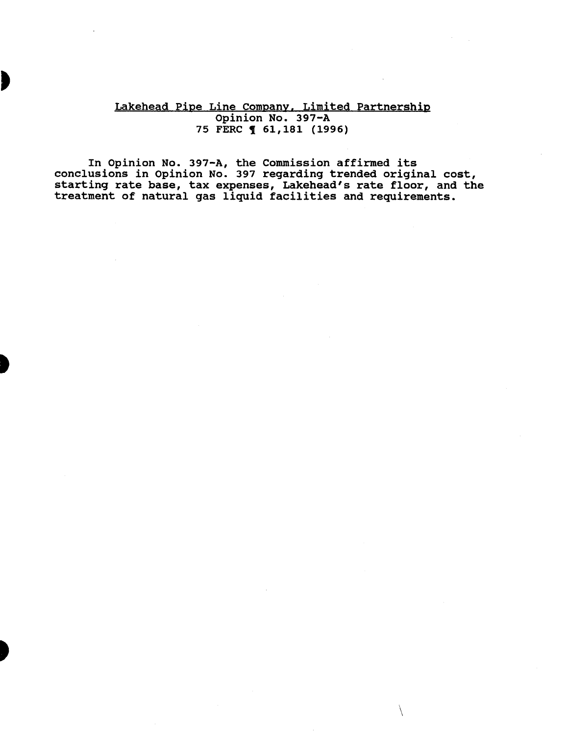Lakehead Pipe Line Company, Limited Partnership
Opinion No. 397-A
75 FERC ¶ 61,181 (1996)

In Opinion No. 397-A, the Commission affirmed its conclusions in Opinion No. 397 regarding trended original cost, starting rate base, tax expenses, Lakehead's rate floor, and the treatment of natural gas liquid facilities and requirements.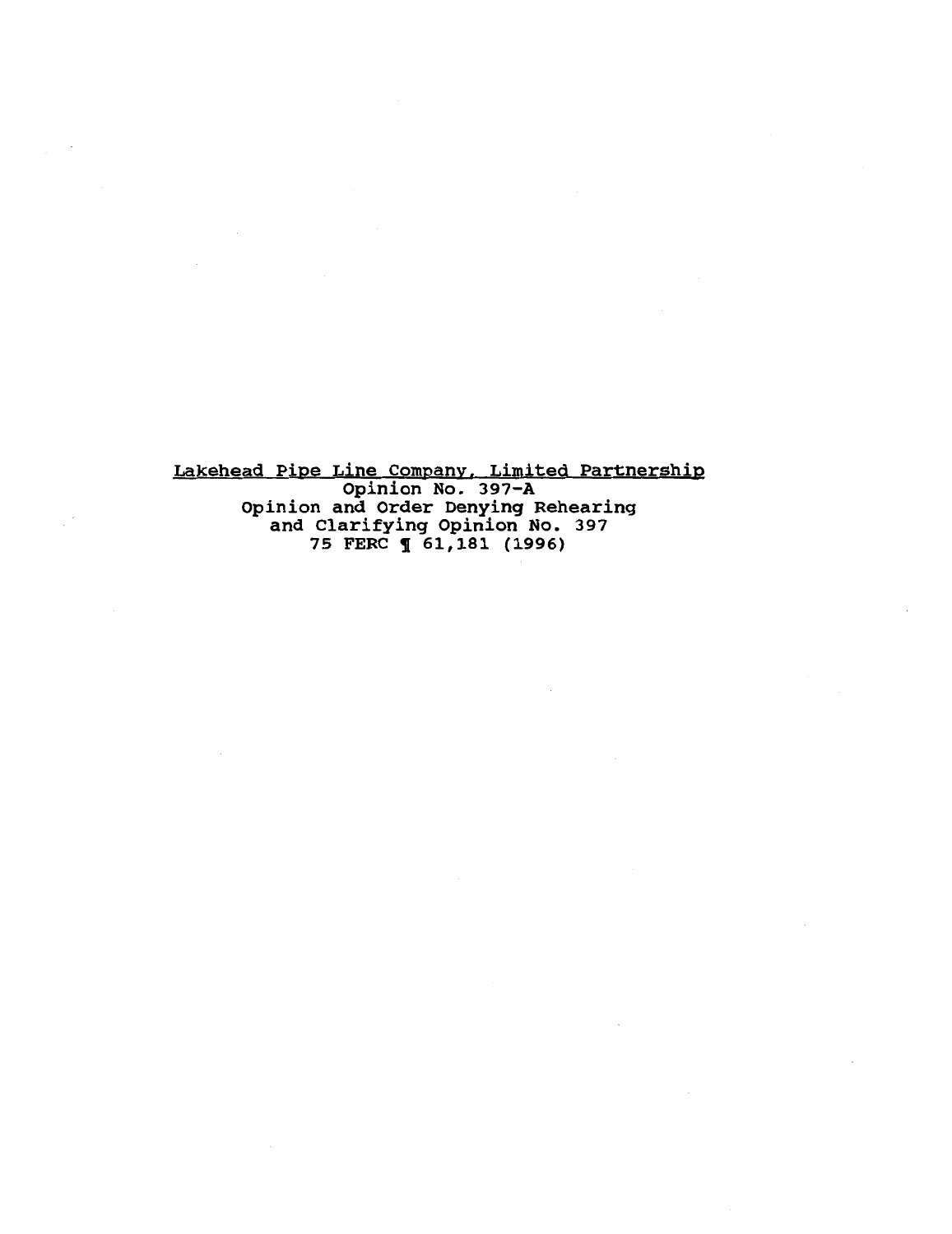<u>Lakehead Pipe Line Company, Limited Partnership</u>

Opinion No. 397-A

Opinion and Order Denying Rehearing and Clarifying Opinion No. 397

75 FERC ¶ 61,181 (1996)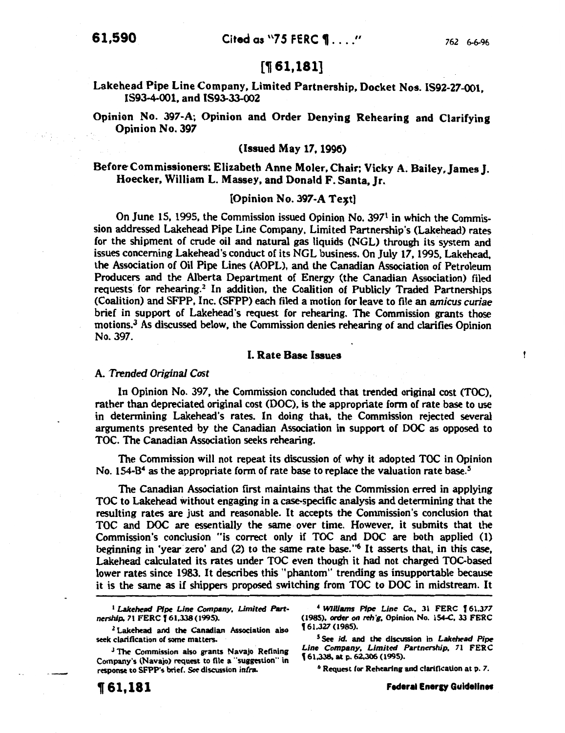# [¶ 61,181]

## Lakehead Pipe Line Company, Limited Partnership, Docket Nos. IS92-27-001, IS93-4-001, and IS93-33-002

## Opinion No. 397-A; Opinion and Order Denying Rehearing and Clarifying Opinion No. 397

**(Issued May 17, 1996)**

**Before Commissioners: Elizabeth Anne Moler, Chair; Vicky A. Bailey, James J. Hoecker, William L. Massey, and Donald F. Santa, Jr.**

[Opinion No. 397-A Text]

On June 15, 1995, the Commission issued Opinion No. 397[1] in which the Commission addressed Lakehead Pipe Line Company, Limited Partnership's (Lakehead) rates for the shipment of crude oil and natural gas liquids (NGL) through its system and issues concerning Lakehead's conduct of its NGL business. On July 17, 1995, Lakehead, the Association of Oil Pipe Lines (AOPL), and the Canadian Association of Petroleum Producers and the Alberta Department of Energy (the Canadian Association) filed requests for rehearing.[2] In addition, the Coalition of Publicly Traded Partnerships (Coalition) and SFPP, Inc. (SFPP) each filed a motion for leave to file an *amicus curiae* brief in support of Lakehead's request for rehearing. The Commission grants those motions.[3] As discussed below, the Commission denies rehearing of and clarifies Opinion No. 397.

### I. Rate Base Issues

#### A. *Trended Original Cost*

In Opinion No. 397, the Commission concluded that trended original cost (TOC), rather than depreciated original cost (DOC), is the appropriate form of rate base to use in determining Lakehead's rates. In doing that, the Commission rejected several arguments presented by the Canadian Association in support of DOC as opposed to TOC. The Canadian Association seeks rehearing.

The Commission will not repeat its discussion of why it adopted TOC in Opinion No. 154-B[4] as the appropriate form of rate base to replace the valuation rate base.[5]

The Canadian Association first maintains that the Commission erred in applying TOC to Lakehead without engaging in a case-specific analysis and determining that the resulting rates are just and reasonable. It accepts the Commission's conclusion that TOC and DOC are essentially the same over time. However, it submits that the Commission's conclusion "is correct only if TOC and DOC are both applied (1) beginning in 'year zero' and (2) to the same rate base."[6] It asserts that, in this case, Lakehead calculated its rates under TOC even though it had not charged TOC-based lower rates since 1983. It describes this "phantom" trending as insupportable because it is the same as if shippers proposed switching from TOC to DOC in midstream. It

---

[1] *Lakehead Pipe Line Company, Limited Partnership*, 71 FERC ¶ 61,338 (1995).

[2] Lakehead and the Canadian Association also seek clarification of some matters.

[3] The Commission also grants Navajo Refining Company's (Navajo) request to file a "suggestion" in response to SFPP's brief. *See* discussion *infra*.

[4] *Williams Pipe Line Co.*, 31 FERC ¶ 61,377 (1985), *order on reh'g*, Opinion No. 154-C, 33 FERC ¶ 61,327 (1985).

[5] See *id.* and the discussion in *Lakehead Pipe Line Company, Limited Partnership*, 71 FERC ¶ 61,338, at p. 62,306 (1995).

[6] Request for Rehearing and clarification at p. 7.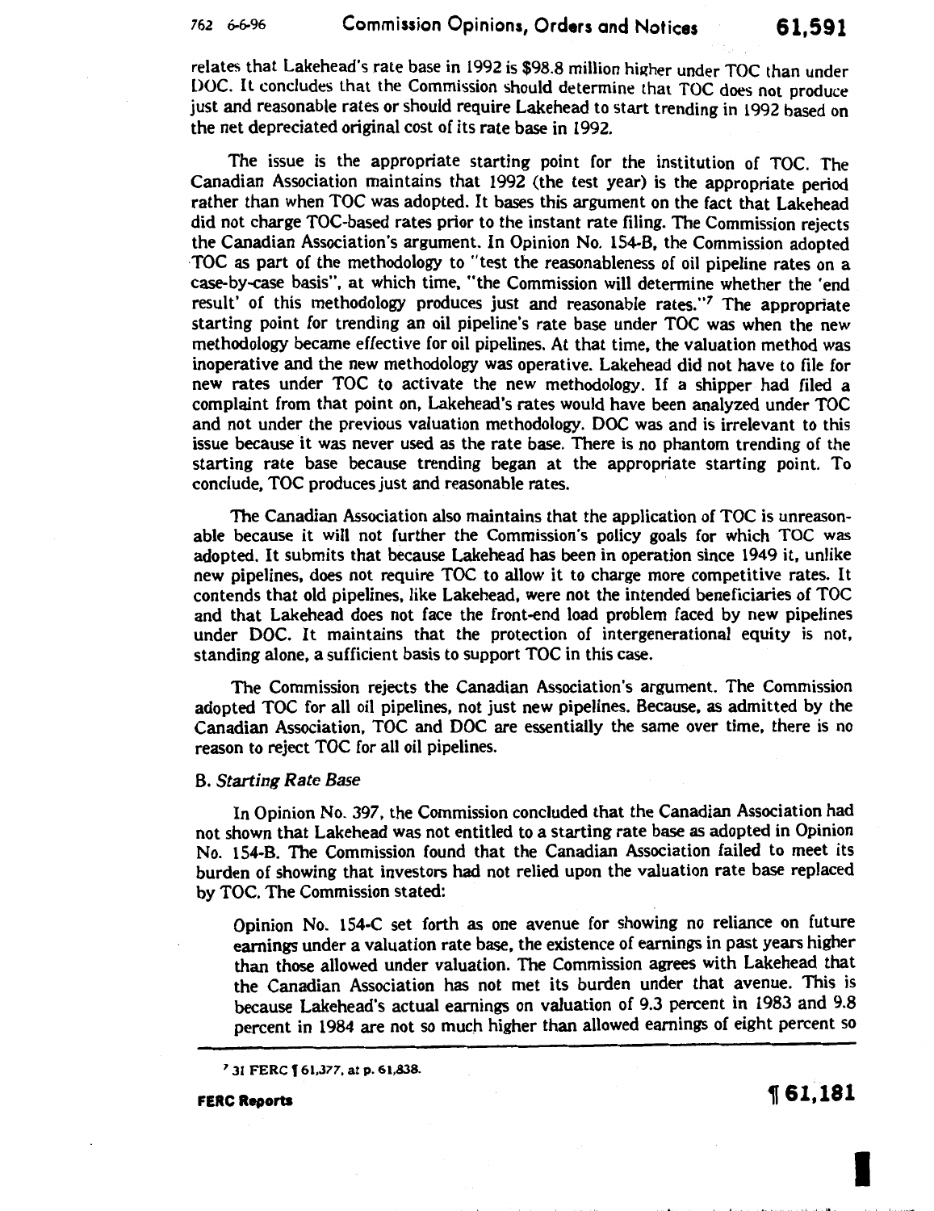relates that Lakehead's rate base in 1992 is $98.8 million higher under TOC than under DOC. It concludes that the Commission should determine that TOC does not produce just and reasonable rates or should require Lakehead to start trending in 1992 based on the net depreciated original cost of its rate base in 1992.

The issue is the appropriate starting point for the institution of TOC. The Canadian Association maintains that 1992 (the test year) is the appropriate period rather than when TOC was adopted. It bases this argument on the fact that Lakehead did not charge TOC-based rates prior to the instant rate filing. The Commission rejects the Canadian Association's argument. In Opinion No. 154-B, the Commission adopted TOC as part of the methodology to "test the reasonableness of oil pipeline rates on a case-by-case basis", at which time, "the Commission will determine whether the 'end result' of this methodology produces just and reasonable rates."[7] The appropriate starting point for trending an oil pipeline's rate base under TOC was when the new methodology became effective for oil pipelines. At that time, the valuation method was inoperative and the new methodology was operative. Lakehead did not have to file for new rates under TOC to activate the new methodology. If a shipper had filed a complaint from that point on, Lakehead's rates would have been analyzed under TOC and not under the previous valuation methodology. DOC was and is irrelevant to this issue because it was never used as the rate base. There is no phantom trending of the starting rate base because trending began at the appropriate starting point. To conclude, TOC produces just and reasonable rates.

The Canadian Association also maintains that the application of TOC is unreasonable because it will not further the Commission's policy goals for which TOC was adopted. It submits that because Lakehead has been in operation since 1949 it, unlike new pipelines, does not require TOC to allow it to charge more competitive rates. It contends that old pipelines, like Lakehead, were not the intended beneficiaries of TOC and that Lakehead does not face the front-end load problem faced by new pipelines under DOC. It maintains that the protection of intergenerational equity is not, standing alone, a sufficient basis to support TOC in this case.

The Commission rejects the Canadian Association's argument. The Commission adopted TOC for all oil pipelines, not just new pipelines. Because, as admitted by the Canadian Association, TOC and DOC are essentially the same over time, there is no reason to reject TOC for all oil pipelines.

### B. *Starting Rate Base*

In Opinion No. 397, the Commission concluded that the Canadian Association had not shown that Lakehead was not entitled to a starting rate base as adopted in Opinion No. 154-B. The Commission found that the Canadian Association failed to meet its burden of showing that investors had not relied upon the valuation rate base replaced by TOC. The Commission stated:

> Opinion No. 154-C set forth as one avenue for showing no reliance on future earnings under a valuation rate base, the existence of earnings in past years higher than those allowed under valuation. The Commission agrees with Lakehead that the Canadian Association has not met its burden under that avenue. This is because Lakehead's actual earnings on valuation of 9.3 percent in 1983 and 9.8 percent in 1984 are not so much higher than allowed earnings of eight percent so

---

[7] 31 FERC ¶ 61,377, at p. 61,838.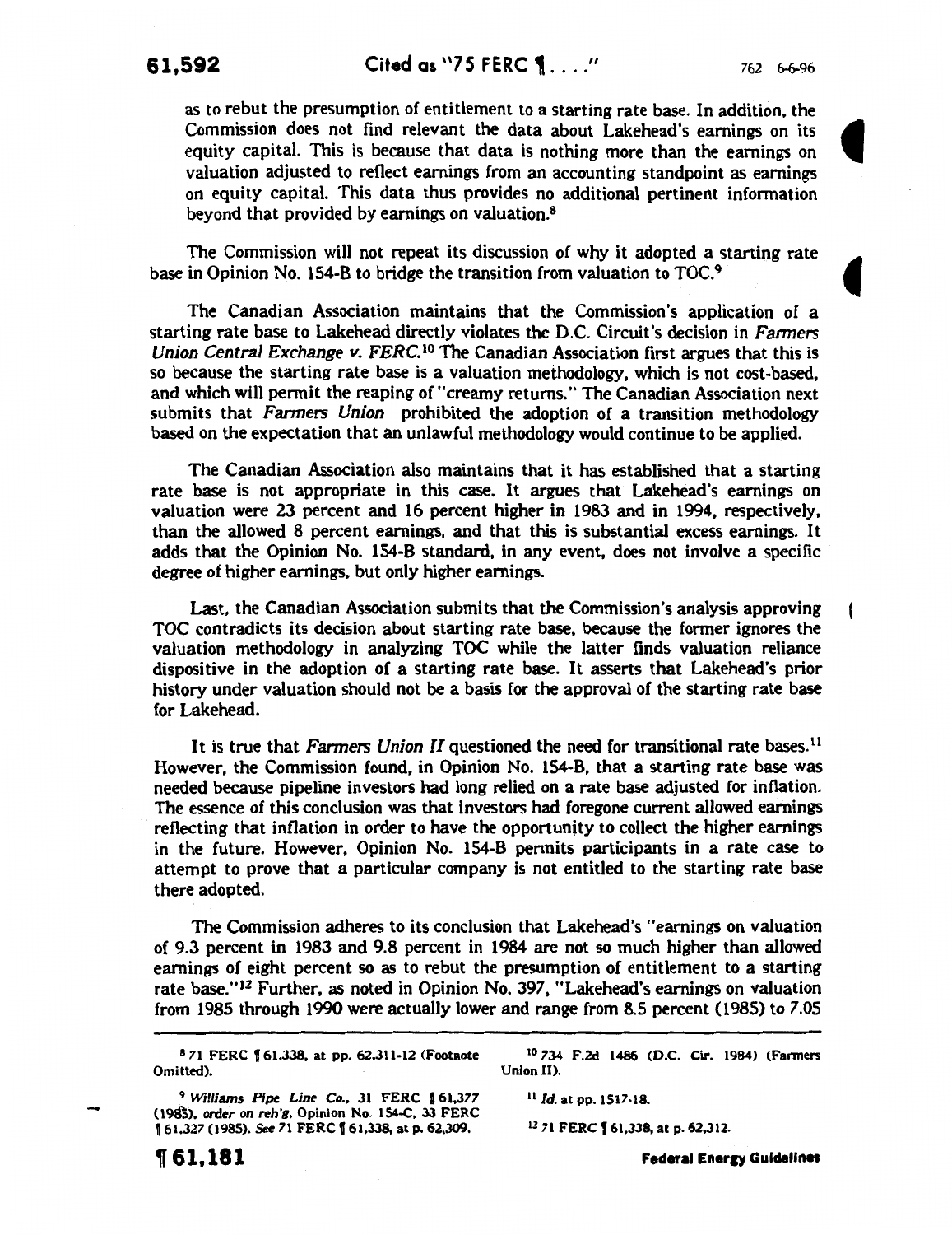as to rebut the presumption of entitlement to a starting rate base. In addition, the Commission does not find relevant the data about Lakehead's earnings on its equity capital. This is because that data is nothing more than the earnings on valuation adjusted to reflect earnings from an accounting standpoint as earnings on equity capital. This data thus provides no additional pertinent information beyond that provided by earnings on valuation.[8]

The Commission will not repeat its discussion of why it adopted a starting rate base in Opinion No. 154-B to bridge the transition from valuation to TOC.[9]

The Canadian Association maintains that the Commission's application of a starting rate base to Lakehead directly violates the D.C. Circuit's decision in *Farmers Union Central Exchange v. FERC*.[10] The Canadian Association first argues that this is so because the starting rate base is a valuation methodology, which is not cost-based, and which will permit the reaping of "creamy returns." The Canadian Association next submits that *Farmers Union* prohibited the adoption of a transition methodology based on the expectation that an unlawful methodology would continue to be applied.

The Canadian Association also maintains that it has established that a starting rate base is not appropriate in this case. It argues that Lakehead's earnings on valuation were 23 percent and 16 percent higher in 1983 and in 1994, respectively, than the allowed 8 percent earnings, and that this is substantial excess earnings. It adds that the Opinion No. 154-B standard, in any event, does not involve a specific degree of higher earnings, but only higher earnings.

Last, the Canadian Association submits that the Commission's analysis approving TOC contradicts its decision about starting rate base, because the former ignores the valuation methodology in analyzing TOC while the latter finds valuation reliance dispositive in the adoption of a starting rate base. It asserts that Lakehead's prior history under valuation should not be a basis for the approval of the starting rate base for Lakehead.

It is true that *Farmers Union II* questioned the need for transitional rate bases.[11] However, the Commission found, in Opinion No. 154-B, that a starting rate base was needed because pipeline investors had long relied on a rate base adjusted for inflation. The essence of this conclusion was that investors had foregone current allowed earnings reflecting that inflation in order to have the opportunity to collect the higher earnings in the future. However, Opinion No. 154-B permits participants in a rate case to attempt to prove that a particular company is not entitled to the starting rate base there adopted.

The Commission adheres to its conclusion that Lakehead's "earnings on valuation of 9.3 percent in 1983 and 9.8 percent in 1984 are not so much higher than allowed earnings of eight percent so as to rebut the presumption of entitlement to a starting rate base."[12] Further, as noted in Opinion No. 397, "Lakehead's earnings on valuation from 1985 through 1990 were actually lower and range from 8.5 percent (1985) to 7.05

---

[8] 71 FERC ¶ 61,338, at pp. 62,311-12 (Footnote Omitted).

[9] *Williams Pipe Line Co.*, 31 FERC ¶ 61,377 (1985), *order on reh'g*, Opinion No. 154-C, 33 FERC ¶ 61,327 (1985). *See* 71 FERC ¶ 61,338, at p. 62,309.

[10] 734 F.2d 1486 (D.C. Cir. 1984) (Farmers Union II).

[11] *Id.* at pp. 1517-18.

[12] 71 FERC ¶ 61,338, at p. 62,312.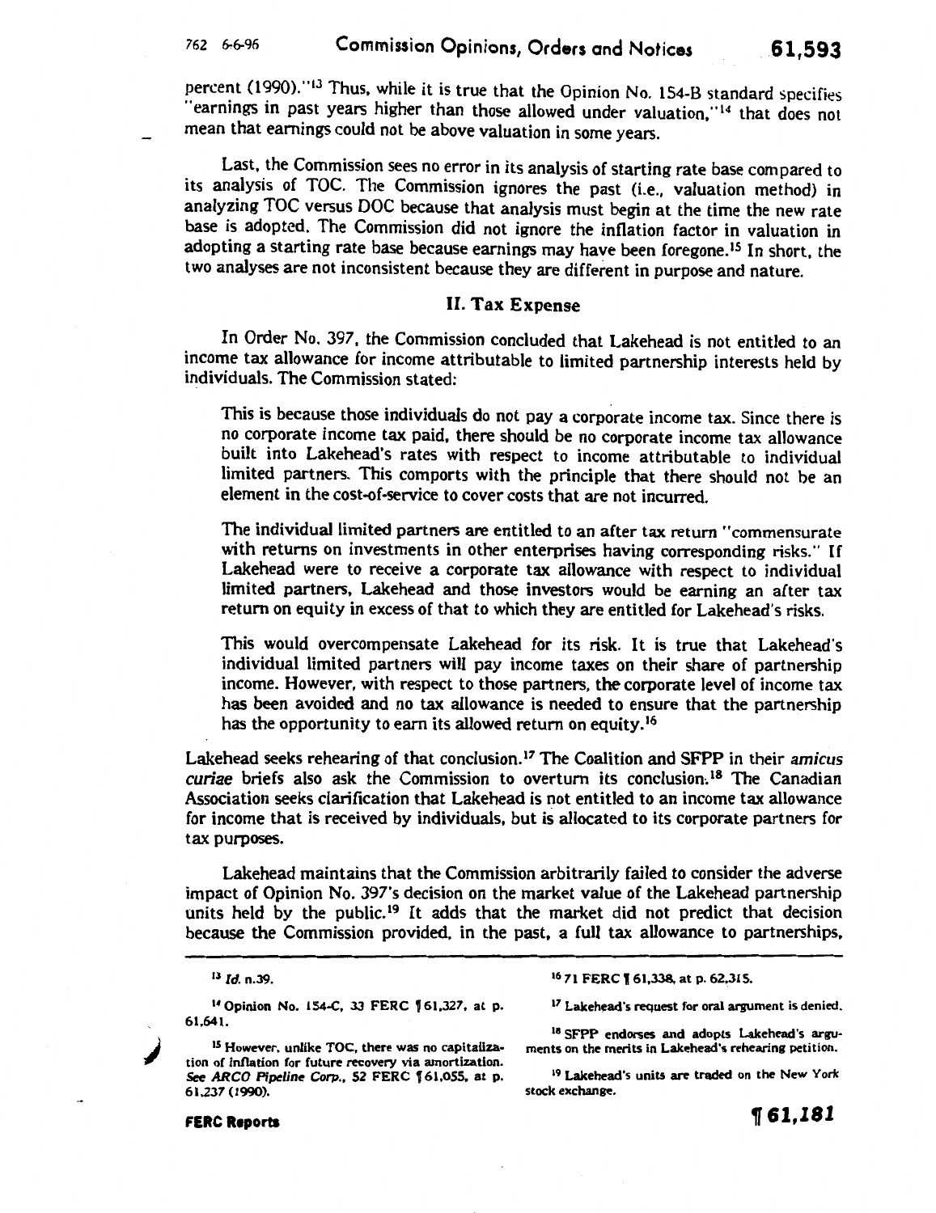percent (1990)."[13] Thus, while it is true that the Opinion No. 154-B standard specifies "earnings in past years higher than those allowed under valuation,"[14] that does not mean that earnings could not be above valuation in some years.

Last, the Commission sees no error in its analysis of starting rate base compared to its analysis of TOC. The Commission ignores the past (i.e., valuation method) in analyzing TOC versus DOC because that analysis must begin at the time the new rate base is adopted. The Commission did not ignore the inflation factor in valuation in adopting a starting rate base because earnings may have been foregone.[15] In short, the two analyses are not inconsistent because they are different in purpose and nature.

## II. Tax Expense

In Order No. 397, the Commission concluded that Lakehead is not entitled to an income tax allowance for income attributable to limited partnership interests held by individuals. The Commission stated:

> This is because those individuals do not pay a corporate income tax. Since there is no corporate income tax paid, there should be no corporate income tax allowance built into Lakehead's rates with respect to income attributable to individual limited partners. This comports with the principle that there should not be an element in the cost-of-service to cover costs that are not incurred.
>
> The individual limited partners are entitled to an after tax return "commensurate with returns on investments in other enterprises having corresponding risks." If Lakehead were to receive a corporate tax allowance with respect to individual limited partners, Lakehead and those investors would be earning an after tax return on equity in excess of that to which they are entitled for Lakehead's risks.
>
> This would overcompensate Lakehead for its risk. It is true that Lakehead's individual limited partners will pay income taxes on their share of partnership income. However, with respect to those partners, the corporate level of income tax has been avoided and no tax allowance is needed to ensure that the partnership has the opportunity to earn its allowed return on equity.[16]

Lakehead seeks rehearing of that conclusion.[17] The Coalition and SFPP in their *amicus curiae* briefs also ask the Commission to overturn its conclusion.[18] The Canadian Association seeks clarification that Lakehead is not entitled to an income tax allowance for income that is received by individuals, but is allocated to its corporate partners for tax purposes.

Lakehead maintains that the Commission arbitrarily failed to consider the adverse impact of Opinion No. 397's decision on the market value of the Lakehead partnership units held by the public.[19] It adds that the market did not predict that decision because the Commission provided, in the past, a full tax allowance to partnerships,

---

[13] *Id.* n.39.

[14] Opinion No. 154-C, 33 FERC ¶ 61,327, at p. 61,641.

[15] However, unlike TOC, there was no capitalization of inflation for future recovery via amortization. *See ARCO Pipeline Corp.*, 52 FERC ¶ 61,055, at p. 61,237 (1990).

[16] 71 FERC ¶ 61,338, at p. 62,315.

[17] Lakehead's request for oral argument is denied.

[18] SFPP endorses and adopts Lakehead's arguments on the merits in Lakehead's rehearing petition.

[19] Lakehead's units are traded on the New York stock exchange.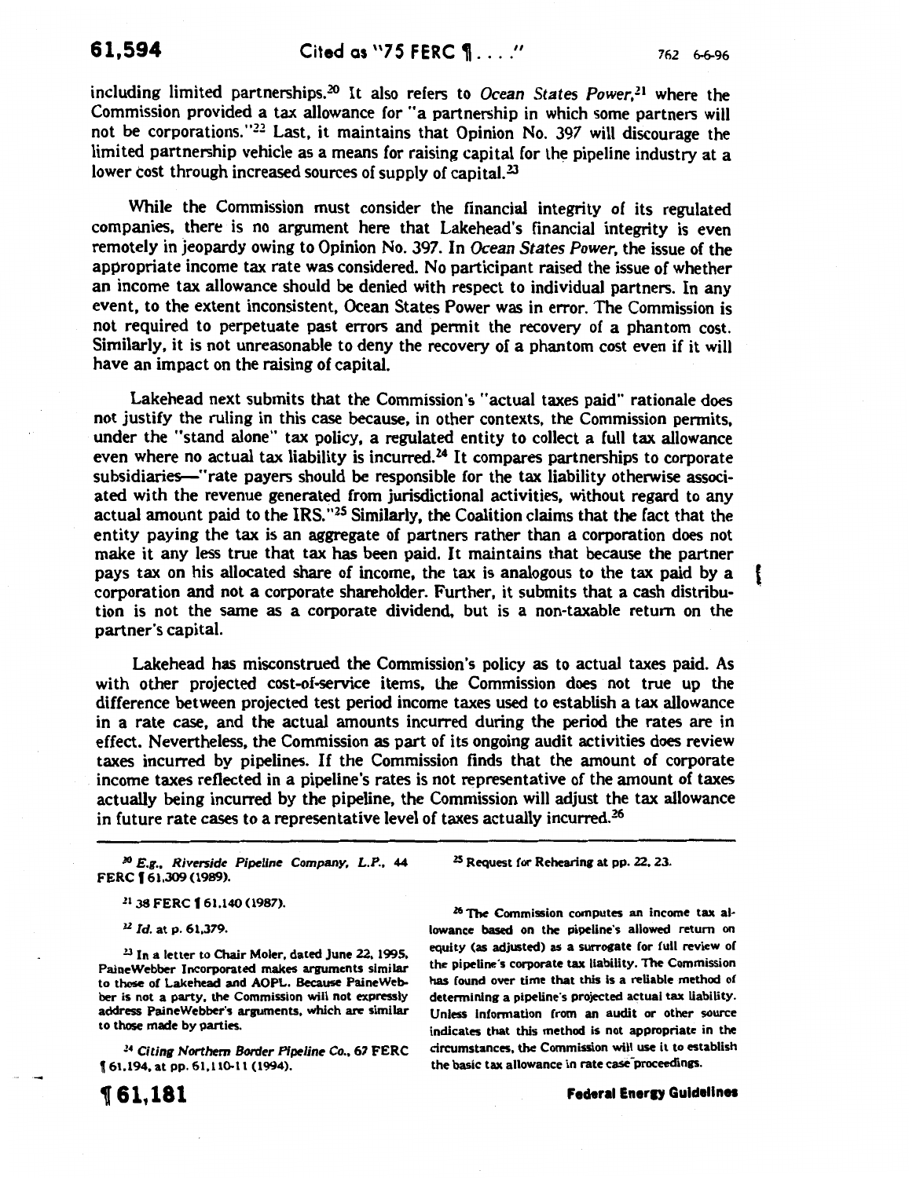including limited partnerships.[20] It also refers to *Ocean States Power*,[21] where the Commission provided a tax allowance for "a partnership in which some partners will not be corporations."[22] Last, it maintains that Opinion No. 397 will discourage the limited partnership vehicle as a means for raising capital for the pipeline industry at a lower cost through increased sources of supply of capital.[23]

While the Commission must consider the financial integrity of its regulated companies, there is no argument here that Lakehead's financial integrity is even remotely in jeopardy owing to Opinion No. 397. In *Ocean States Power*, the issue of the appropriate income tax rate was considered. No participant raised the issue of whether an income tax allowance should be denied with respect to individual partners. In any event, to the extent inconsistent, Ocean States Power was in error. The Commission is not required to perpetuate past errors and permit the recovery of a phantom cost. Similarly, it is not unreasonable to deny the recovery of a phantom cost even if it will have an impact on the raising of capital.

Lakehead next submits that the Commission's "actual taxes paid" rationale does not justify the ruling in this case because, in other contexts, the Commission permits, under the "stand alone" tax policy, a regulated entity to collect a full tax allowance even where no actual tax liability is incurred.[24] It compares partnerships to corporate subsidiaries—"rate payers should be responsible for the tax liability otherwise associated with the revenue generated from jurisdictional activities, without regard to any actual amount paid to the IRS."[25] Similarly, the Coalition claims that the fact that the entity paying the tax is an aggregate of partners rather than a corporation does not make it any less true that tax has been paid. It maintains that because the partner pays tax on his allocated share of income, the tax is analogous to the tax paid by a corporation and not a corporate shareholder. Further, it submits that a cash distribution is not the same as a corporate dividend, but is a non-taxable return on the partner's capital.

Lakehead has misconstrued the Commission's policy as to actual taxes paid. As with other projected cost-of-service items, the Commission does not true up the difference between projected test period income taxes used to establish a tax allowance in a rate case, and the actual amounts incurred during the period the rates are in effect. Nevertheless, the Commission as part of its ongoing audit activities does review taxes incurred by pipelines. If the Commission finds that the amount of corporate income taxes reflected in a pipeline's rates is not representative of the amount of taxes actually being incurred by the pipeline, the Commission will adjust the tax allowance in future rate cases to a representative level of taxes actually incurred.[26]

---

[20] *E.g., Riverside Pipeline Company, L.P.*, 44 FERC ¶ 61,309 (1989).

[21] 38 FERC ¶ 61,140 (1987).

[22] *Id.* at p. 61,379.

[23] In a letter to Chair Moler, dated June 22, 1995, PaineWebber Incorporated makes arguments similar to those of Lakehead and AOPL. Because PaineWebber is not a party, the Commission will not expressly address PaineWebber's arguments, which are similar to those made by parties.

[24] *Citing Northern Border Pipeline Co.*, 67 FERC ¶ 61,194, at pp. 61,110-11 (1994).

[25] Request for Rehearing at pp. 22, 23.

[26] The Commission computes an income tax allowance based on the pipeline's allowed return on equity (as adjusted) as a surrogate for full review of the pipeline's corporate tax liability. The Commission has found over time that this is a reliable method of determining a pipeline's projected actual tax liability. Unless information from an audit or other source indicates that this method is not appropriate in the circumstances, the Commission will use it to establish the basic tax allowance in rate case proceedings.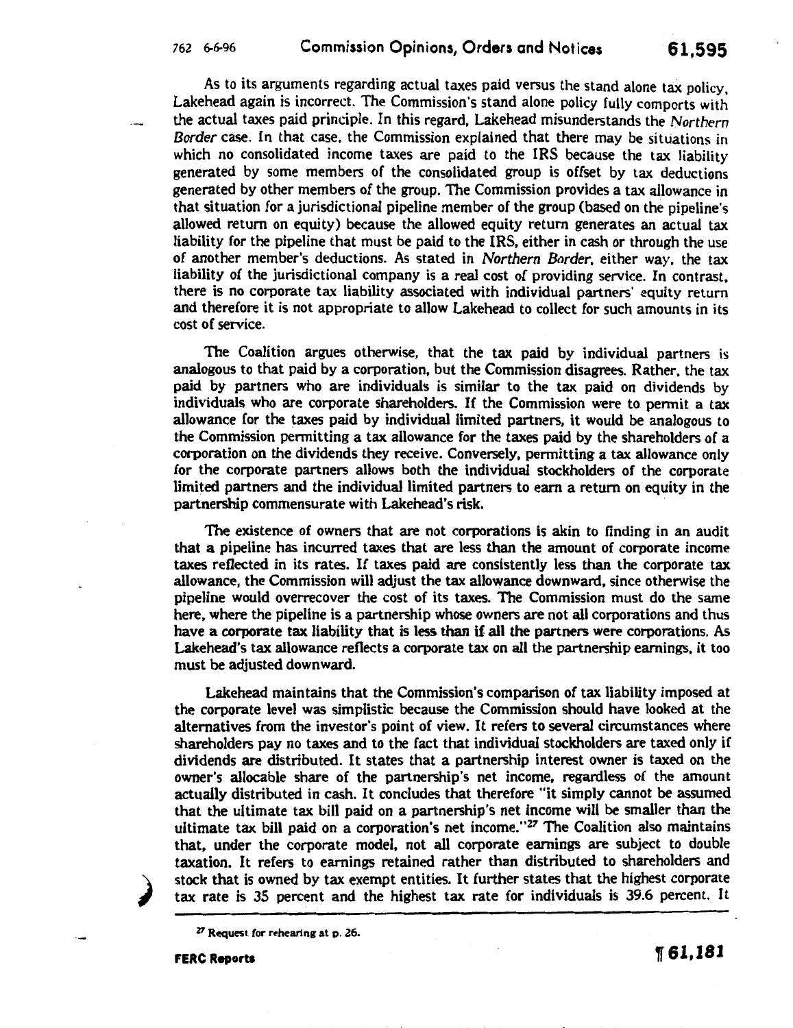As to its arguments regarding actual taxes paid versus the stand alone tax policy, Lakehead again is incorrect. The Commission's stand alone policy fully comports with the actual taxes paid principle. In this regard, Lakehead misunderstands the *Northern Border* case. In that case, the Commission explained that there may be situations in which no consolidated income taxes are paid to the IRS because the tax liability generated by some members of the consolidated group is offset by tax deductions generated by other members of the group. The Commission provides a tax allowance in that situation for a jurisdictional pipeline member of the group (based on the pipeline's allowed return on equity) because the allowed equity return generates an actual tax liability for the pipeline that must be paid to the IRS, either in cash or through the use of another member's deductions. As stated in *Northern Border*, either way, the tax liability of the jurisdictional company is a real cost of providing service. In contrast, there is no corporate tax liability associated with individual partners' equity return and therefore it is not appropriate to allow Lakehead to collect for such amounts in its cost of service.

The Coalition argues otherwise, that the tax paid by individual partners is analogous to that paid by a corporation, but the Commission disagrees. Rather, the tax paid by partners who are individuals is similar to the tax paid on dividends by individuals who are corporate shareholders. If the Commission were to permit a tax allowance for the taxes paid by individual limited partners, it would be analogous to the Commission permitting a tax allowance for the taxes paid by the shareholders of a corporation on the dividends they receive. Conversely, permitting a tax allowance only for the corporate partners allows both the individual stockholders of the corporate limited partners and the individual limited partners to earn a return on equity in the partnership commensurate with Lakehead's risk.

The existence of owners that are not corporations is akin to finding in an audit that a pipeline has incurred taxes that are less than the amount of corporate income taxes reflected in its rates. If taxes paid are consistently less than the corporate tax allowance, the Commission will adjust the tax allowance downward, since otherwise the pipeline would overrecover the cost of its taxes. The Commission must do the same here, where the pipeline is a partnership whose owners are not all corporations and thus have a corporate tax liability that is less than if all the partners were corporations. As Lakehead's tax allowance reflects a corporate tax on all the partnership earnings, it too must be adjusted downward.

Lakehead maintains that the Commission's comparison of tax liability imposed at the corporate level was simplistic because the Commission should have looked at the alternatives from the investor's point of view. It refers to several circumstances where shareholders pay no taxes and to the fact that individual stockholders are taxed only if dividends are distributed. It states that a partnership interest owner is taxed on the owner's allocable share of the partnership's net income, regardless of the amount actually distributed in cash. It concludes that therefore "it simply cannot be assumed that the ultimate tax bill paid on a partnership's net income will be smaller than the ultimate tax bill paid on a corporation's net income."[27] The Coalition also maintains that, under the corporate model, not all corporate earnings are subject to double taxation. It refers to earnings retained rather than distributed to shareholders and stock that is owned by tax exempt entities. It further states that the highest corporate tax rate is 35 percent and the highest tax rate for individuals is 39.6 percent. It

[27] Request for rehearing at p. 26.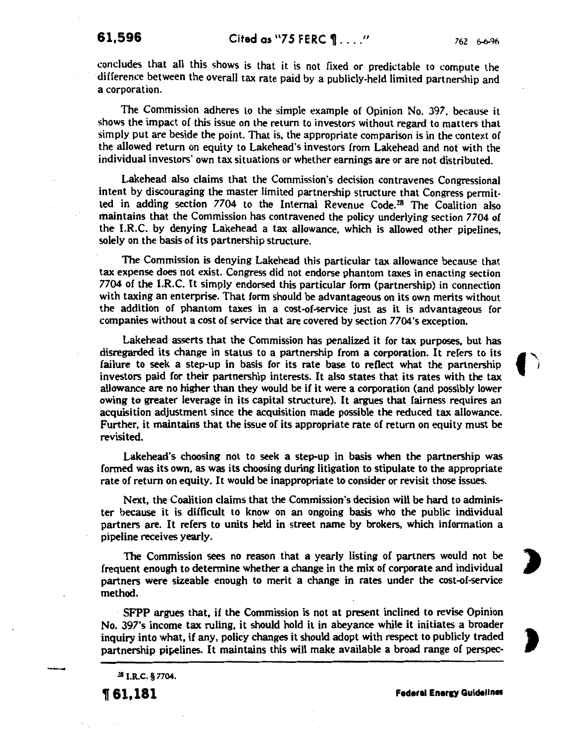concludes that all this shows is that it is not fixed or predictable to compute the difference between the overall tax rate paid by a publicly-held limited partnership and a corporation.

The Commission adheres to the simple example of Opinion No. 397, because it shows the impact of this issue on the return to investors without regard to matters that simply put are beside the point. That is, the appropriate comparison is in the context of the allowed return on equity to Lakehead's investors from Lakehead and not with the individual investors' own tax situations or whether earnings are or are not distributed.

Lakehead also claims that the Commission's decision contravenes Congressional intent by discouraging the master limited partnership structure that Congress permitted in adding section 7704 to the Internal Revenue Code.[28] The Coalition also maintains that the Commission has contravened the policy underlying section 7704 of the I.R.C. by denying Lakehead a tax allowance, which is allowed other pipelines, solely on the basis of its partnership structure.

The Commission is denying Lakehead this particular tax allowance because that tax expense does not exist. Congress did not endorse phantom taxes in enacting section 7704 of the I.R.C. It simply endorsed this particular form (partnership) in connection with taxing an enterprise. That form should be advantageous on its own merits without the addition of phantom taxes in a cost-of-service just as it is advantageous for companies without a cost of service that are covered by section 7704's exception.

Lakehead asserts that the Commission has penalized it for tax purposes, but has disregarded its change in status to a partnership from a corporation. It refers to its failure to seek a step-up in basis for its rate base to reflect what the partnership investors paid for their partnership interests. It also states that its rates with the tax allowance are no higher than they would be if it were a corporation (and possibly lower owing to greater leverage in its capital structure). It argues that fairness requires an acquisition adjustment since the acquisition made possible the reduced tax allowance. Further, it maintains that the issue of its appropriate rate of return on equity must be revisited.

Lakehead's choosing not to seek a step-up in basis when the partnership was formed was its own, as was its choosing during litigation to stipulate to the appropriate rate of return on equity. It would be inappropriate to consider or revisit those issues.

Next, the Coalition claims that the Commission's decision will be hard to administer because it is difficult to know on an ongoing basis who the public individual partners are. It refers to units held in street name by brokers, which information a pipeline receives yearly.

The Commission sees no reason that a yearly listing of partners would not be frequent enough to determine whether a change in the mix of corporate and individual partners were sizeable enough to merit a change in rates under the cost-of-service method.

SFPP argues that, if the Commission is not at present inclined to revise Opinion No. 397's income tax ruling, it should hold it in abeyance while it initiates a broader inquiry into what, if any, policy changes it should adopt with respect to publicly traded partnership pipelines. It maintains this will make available a broad range of perspec-

---

[28] I.R.C. § 7704.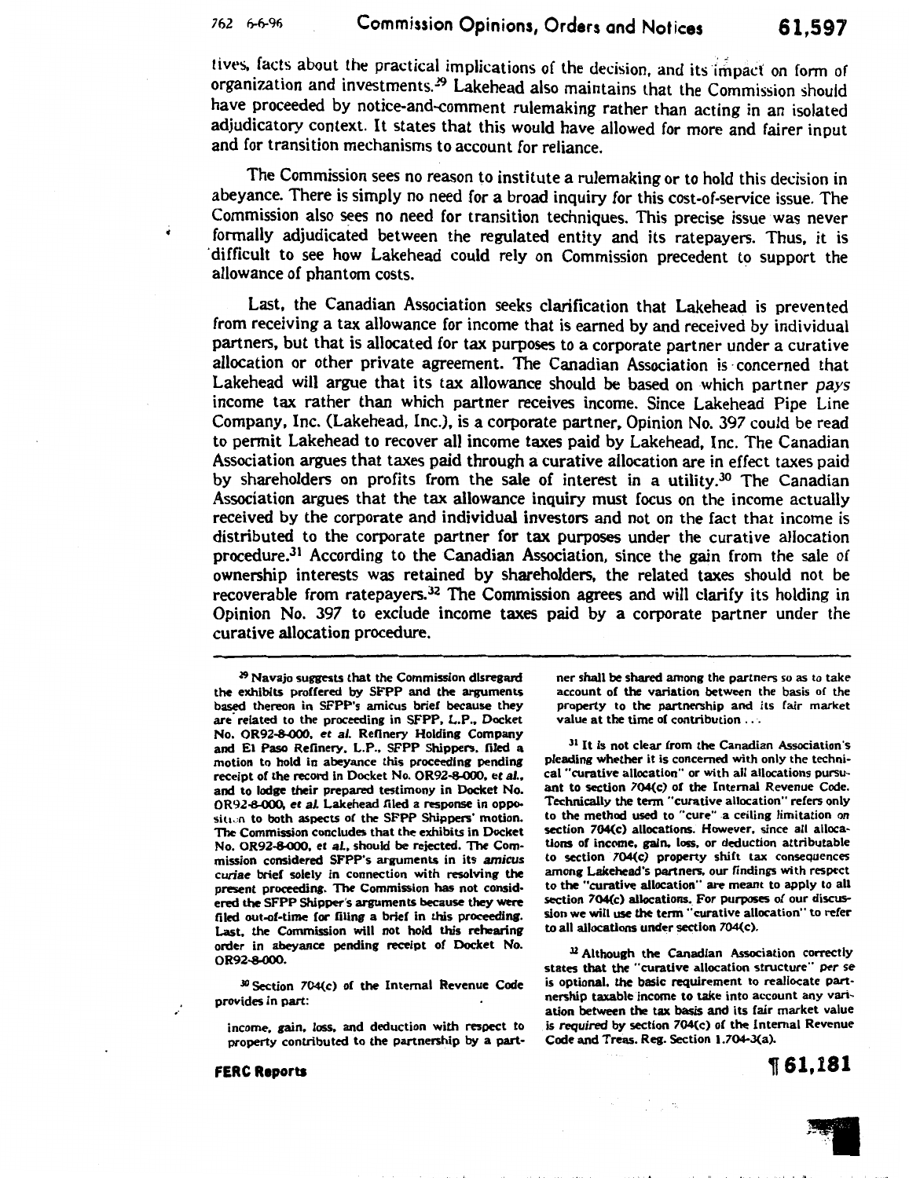tives, facts about the practical implications of the decision, and its impact on form of organization and investments.[29] Lakehead also maintains that the Commission should have proceeded by notice-and-comment rulemaking rather than acting in an isolated adjudicatory context. It states that this would have allowed for more and fairer input and for transition mechanisms to account for reliance.

The Commission sees no reason to institute a rulemaking or to hold this decision in abeyance. There is simply no need for a broad inquiry for this cost-of-service issue. The Commission also sees no need for transition techniques. This precise issue was never formally adjudicated between the regulated entity and its ratepayers. Thus, it is difficult to see how Lakehead could rely on Commission precedent to support the allowance of phantom costs.

Last, the Canadian Association seeks clarification that Lakehead is prevented from receiving a tax allowance for income that is earned by and received by individual partners, but that is allocated for tax purposes to a corporate partner under a curative allocation or other private agreement. The Canadian Association is concerned that Lakehead will argue that its tax allowance should be based on which partner *pays* income tax rather than which partner receives income. Since Lakehead Pipe Line Company, Inc. (Lakehead, Inc.), is a corporate partner, Opinion No. 397 could be read to permit Lakehead to recover all income taxes paid by Lakehead, Inc. The Canadian Association argues that taxes paid through a curative allocation are in effect taxes paid by shareholders on profits from the sale of interest in a utility.[30] The Canadian Association argues that the tax allowance inquiry must focus on the income actually received by the corporate and individual investors and not on the fact that income is distributed to the corporate partner for tax purposes under the curative allocation procedure.[31] According to the Canadian Association, since the gain from the sale of ownership interests was retained by shareholders, the related taxes should not be recoverable from ratepayers.[32] The Commission agrees and will clarify its holding in Opinion No. 397 to exclude income taxes paid by a corporate partner under the curative allocation procedure.

---

[29] Navajo suggests that the Commission disregard the exhibits proffered by SFPP and the arguments based thereon in SFPP's amicus brief because they are related to the proceeding in SFPP, L.P., Docket No. OR92-8-000, *et al.* Refinery Holding Company and El Paso Refinery, L.P., SFPP Shippers, filed a motion to hold in abeyance this proceeding pending receipt of the record in Docket No. OR92-8-000, *et al.*, and to lodge their prepared testimony in Docket No. OR92-8-000, *et al.* Lakehead filed a response in opposition to both aspects of the SFPP Shippers' motion. The Commission concludes that the exhibits in Docket No. OR92-8-000, *et al.*, should be rejected. The Commission considered SFPP's arguments in its *amicus curiae* brief solely in connection with resolving the present proceeding. The Commission has not considered the SFPP Shipper's arguments because they were filed out-of-time for filing a brief in this proceeding. Last, the Commission will not hold this rehearing order in abeyance pending receipt of Docket No. OR92-8-000.

[30] Section 704(c) of the Internal Revenue Code provides in part:

income, gain, loss, and deduction with respect to property contributed to the partnership by a partner shall be shared among the partners so as to take account of the variation between the basis of the property to the partnership and its fair market value at the time of contribution . . .

[31] It is not clear from the Canadian Association's pleading whether it is concerned with only the technical "curative allocation" or with all allocations pursuant to section 704(c) of the Internal Revenue Code. Technically the term "curative allocation" refers only to the method used to "cure" a ceiling limitation on section 704(c) allocations. However, since all allocations of income, gain, loss, or deduction attributable to section 704(c) property shift tax consequences among Lakehead's partners, our findings with respect to the "curative allocation" are meant to apply to all section 704(c) allocations. For purposes of our discussion we will use the term "curative allocation" to refer to all allocations under section 704(c).

[32] Although the Canadian Association correctly states that the "curative allocation structure" *per se* is optional, the basic requirement to reallocate partnership taxable income to take into account any variation between the tax basis and its fair market value is *required* by section 704(c) of the Internal Revenue Code and Treas. Reg. Section 1.704-3(a).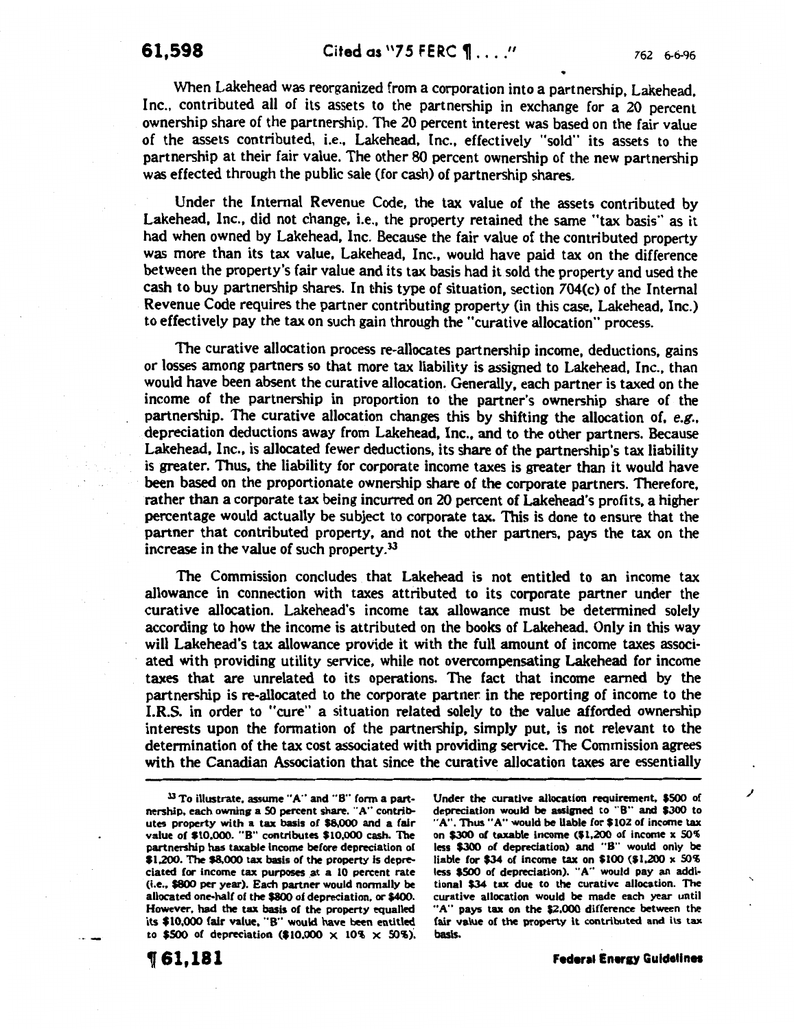When Lakehead was reorganized from a corporation into a partnership, Lakehead, Inc., contributed all of its assets to the partnership in exchange for a 20 percent ownership share of the partnership. The 20 percent interest was based on the fair value of the assets contributed, i.e., Lakehead, Inc., effectively "sold" its assets to the partnership at their fair value. The other 80 percent ownership of the new partnership was effected through the public sale (for cash) of partnership shares.

Under the Internal Revenue Code, the tax value of the assets contributed by Lakehead, Inc., did not change, i.e., the property retained the same "tax basis" as it had when owned by Lakehead, Inc. Because the fair value of the contributed property was more than its tax value, Lakehead, Inc., would have paid tax on the difference between the property's fair value and its tax basis had it sold the property and used the cash to buy partnership shares. In this type of situation, section 704(c) of the Internal Revenue Code requires the partner contributing property (in this case, Lakehead, Inc.) to effectively pay the tax on such gain through the "curative allocation" process.

The curative allocation process re-allocates partnership income, deductions, gains or losses among partners so that more tax liability is assigned to Lakehead, Inc., than would have been absent the curative allocation. Generally, each partner is taxed on the income of the partnership in proportion to the partner's ownership share of the partnership. The curative allocation changes this by shifting the allocation of, *e.g.*, depreciation deductions away from Lakehead, Inc., and to the other partners. Because Lakehead, Inc., is allocated fewer deductions, its share of the partnership's tax liability is greater. Thus, the liability for corporate income taxes is greater than it would have been based on the proportionate ownership share of the corporate partners. Therefore, rather than a corporate tax being incurred on 20 percent of Lakehead's profits, a higher percentage would actually be subject to corporate tax. This is done to ensure that the partner that contributed property, and not the other partners, pays the tax on the increase in the value of such property.[33]

The Commission concludes that Lakehead is not entitled to an income tax allowance in connection with taxes attributed to its corporate partner under the curative allocation. Lakehead's income tax allowance must be determined solely according to how the income is attributed on the books of Lakehead. Only in this way will Lakehead's tax allowance provide it with the full amount of income taxes associated with providing utility service, while not overcompensating Lakehead for income taxes that are unrelated to its operations. The fact that income earned by the partnership is re-allocated to the corporate partner in the reporting of income to the I.R.S. in order to "cure" a situation related solely to the value afforded ownership interests upon the formation of the partnership, simply put, is not relevant to the determination of the tax cost associated with providing service. The Commission agrees with the Canadian Association that since the curative allocation taxes are essentially

---

[33] To illustrate, assume "A" and "B" form a partnership, each owning a 50 percent share. "A" contributes property with a tax basis of $8,000 and a fair value of $10,000. "B" contributes $10,000 cash. The partnership has taxable income before depreciation of $1,200. The $8,000 tax basis of the property is depreciated for income tax purposes at a 10 percent rate (i.e., $800 per year). Each partner would normally be allocated one-half of the $800 of depreciation, or $400. However, had the tax basis of the property equalled its $10,000 fair value, "B" would have been entitled to $500 of depreciation ($10,000 × 10% × 50%). Under the curative allocation requirement, $500 of depreciation would be assigned to "B" and $300 to "A". Thus "A" would be liable for $102 of income tax on $300 of taxable income ($1,200 of income x 50% less $300 of depreciation) and "B" would only be liable for $34 of income tax on $100 ($1,200 x 50% less $500 of depreciation). "A" would pay an additional $34 tax due to the curative allocation. The curative allocation would be made each year until "A" pays tax on the $2,000 difference between the fair value of the property it contributed and its tax basis.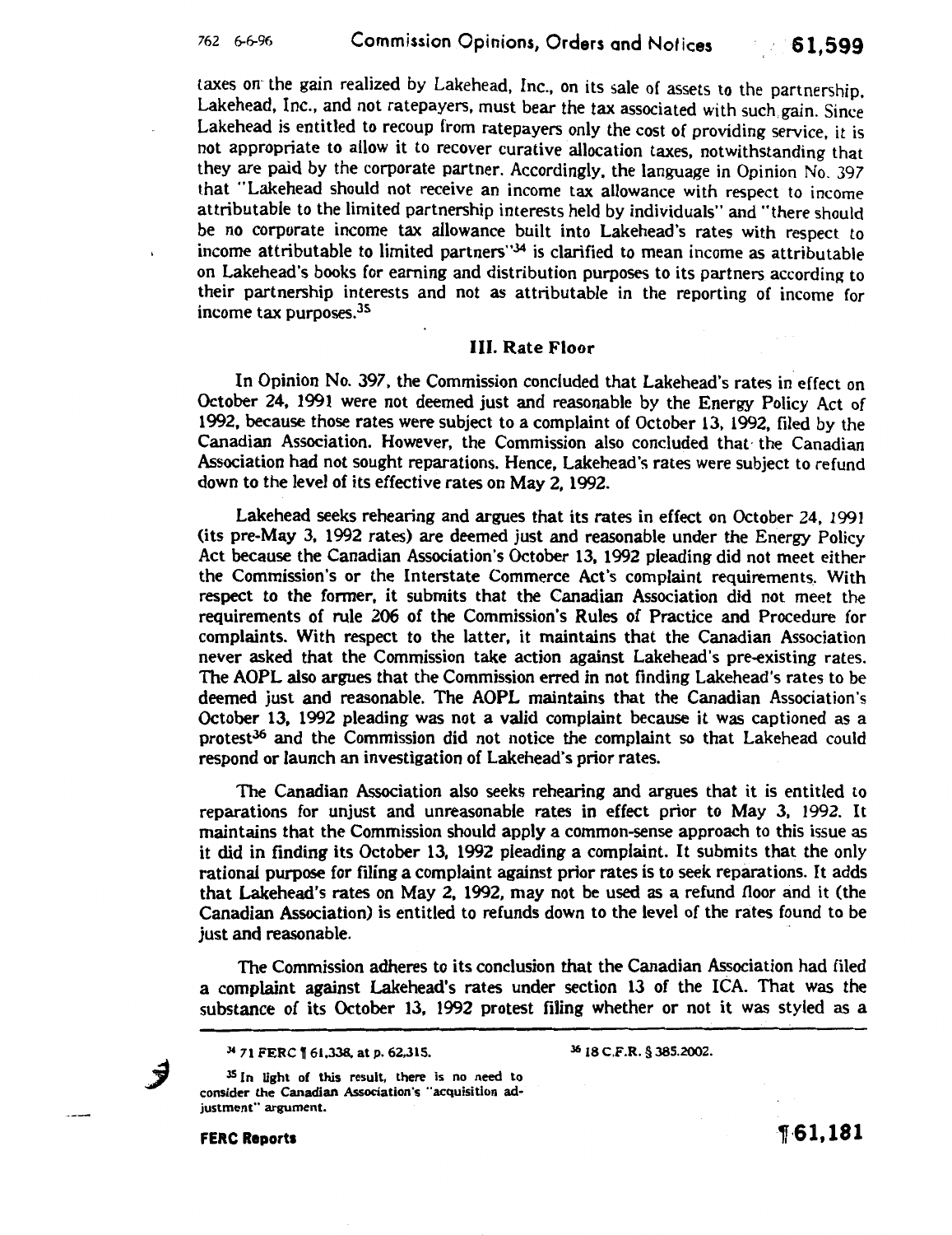taxes on the gain realized by Lakehead, Inc., on its sale of assets to the partnership. Lakehead, Inc., and not ratepayers, must bear the tax associated with such gain. Since Lakehead is entitled to recoup from ratepayers only the cost of providing service, it is not appropriate to allow it to recover curative allocation taxes, notwithstanding that they are paid by the corporate partner. Accordingly, the language in Opinion No. 397 that "Lakehead should not receive an income tax allowance with respect to income attributable to the limited partnership interests held by individuals" and "there should be no corporate income tax allowance built into Lakehead's rates with respect to income attributable to limited partners"[34] is clarified to mean income as attributable on Lakehead's books for earning and distribution purposes to its partners according to their partnership interests and not as attributable in the reporting of income for income tax purposes.[35]

### III. Rate Floor

In Opinion No. 397, the Commission concluded that Lakehead's rates in effect on October 24, 1991 were not deemed just and reasonable by the Energy Policy Act of 1992, because those rates were subject to a complaint of October 13, 1992, filed by the Canadian Association. However, the Commission also concluded that the Canadian Association had not sought reparations. Hence, Lakehead's rates were subject to refund down to the level of its effective rates on May 2, 1992.

Lakehead seeks rehearing and argues that its rates in effect on October 24, 1991 (its pre-May 3, 1992 rates) are deemed just and reasonable under the Energy Policy Act because the Canadian Association's October 13, 1992 pleading did not meet either the Commission's or the Interstate Commerce Act's complaint requirements. With respect to the former, it submits that the Canadian Association did not meet the requirements of rule 206 of the Commission's Rules of Practice and Procedure for complaints. With respect to the latter, it maintains that the Canadian Association never asked that the Commission take action against Lakehead's pre-existing rates. The AOPL also argues that the Commission erred in not finding Lakehead's rates to be deemed just and reasonable. The AOPL maintains that the Canadian Association's October 13, 1992 pleading was not a valid complaint because it was captioned as a protest[36] and the Commission did not notice the complaint so that Lakehead could respond or launch an investigation of Lakehead's prior rates.

The Canadian Association also seeks rehearing and argues that it is entitled to reparations for unjust and unreasonable rates in effect prior to May 3, 1992. It maintains that the Commission should apply a common-sense approach to this issue as it did in finding its October 13, 1992 pleading a complaint. It submits that the only rational purpose for filing a complaint against prior rates is to seek reparations. It adds that Lakehead's rates on May 2, 1992, may not be used as a refund floor and it (the Canadian Association) is entitled to refunds down to the level of the rates found to be just and reasonable.

The Commission adheres to its conclusion that the Canadian Association had filed a complaint against Lakehead's rates under section 13 of the ICA. That was the substance of its October 13, 1992 protest filing whether or not it was styled as a

---

[34] 71 FERC ¶ 61,338, at p. 62,315.

[35] In light of this result, there is no need to consider the Canadian Association's "acquisition adjustment" argument.

[36] 18 C.F.R. § 385.2002.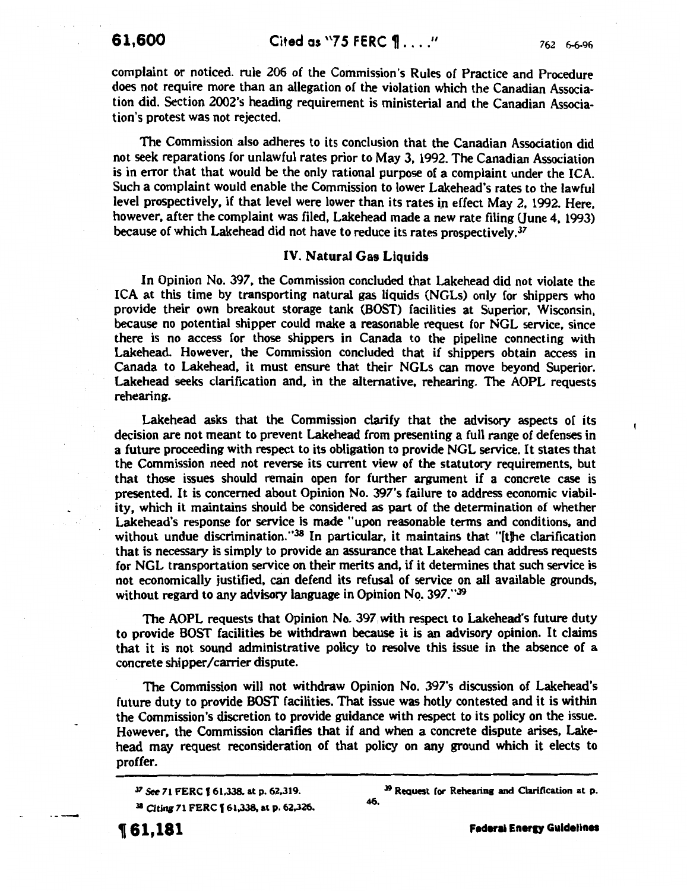complaint or noticed. rule 206 of the Commission's Rules of Practice and Procedure does not require more than an allegation of the violation which the Canadian Association did. Section 2002's heading requirement is ministerial and the Canadian Association's protest was not rejected.

The Commission also adheres to its conclusion that the Canadian Association did not seek reparations for unlawful rates prior to May 3, 1992. The Canadian Association is in error that that would be the only rational purpose of a complaint under the ICA. Such a complaint would enable the Commission to lower Lakehead's rates to the lawful level prospectively, if that level were lower than its rates in effect May 2, 1992. Here, however, after the complaint was filed, Lakehead made a new rate filing (June 4, 1993) because of which Lakehead did not have to reduce its rates prospectively.[37]

## IV. Natural Gas Liquids

In Opinion No. 397, the Commission concluded that Lakehead did not violate the ICA at this time by transporting natural gas liquids (NGLs) only for shippers who provide their own breakout storage tank (BOST) facilities at Superior, Wisconsin, because no potential shipper could make a reasonable request for NGL service, since there is no access for those shippers in Canada to the pipeline connecting with Lakehead. However, the Commission concluded that if shippers obtain access in Canada to Lakehead, it must ensure that their NGLs can move beyond Superior. Lakehead seeks clarification and, in the alternative, rehearing. The AOPL requests rehearing.

Lakehead asks that the Commission clarify that the advisory aspects of its decision are not meant to prevent Lakehead from presenting a full range of defenses in a future proceeding with respect to its obligation to provide NGL service. It states that the Commission need not reverse its current view of the statutory requirements, but that those issues should remain open for further argument if a concrete case is presented. It is concerned about Opinion No. 397's failure to address economic viability, which it maintains should be considered as part of the determination of whether Lakehead's response for service is made "upon reasonable terms and conditions, and without undue discrimination."[38] In particular, it maintains that "[t]he clarification that is necessary is simply to provide an assurance that Lakehead can address requests for NGL transportation service on their merits and, if it determines that such service is not economically justified, can defend its refusal of service on all available grounds, without regard to any advisory language in Opinion No. 397."[39]

The AOPL requests that Opinion No. 397 with respect to Lakehead's future duty to provide BOST facilities be withdrawn because it is an advisory opinion. It claims that it is not sound administrative policy to resolve this issue in the absence of a concrete shipper/carrier dispute.

The Commission will not withdraw Opinion No. 397's discussion of Lakehead's future duty to provide BOST facilities. That issue was hotly contested and it is within the Commission's discretion to provide guidance with respect to its policy on the issue. However, the Commission clarifies that if and when a concrete dispute arises, Lakehead may request reconsideration of that policy on any ground which it elects to proffer.

---

[37] *See* 71 FERC ¶ 61,338, at p. 62,319.

[38] *Citing* 71 FERC ¶ 61,338, at p. 62,326.

[39] Request for Rehearing and Clarification at p. 46.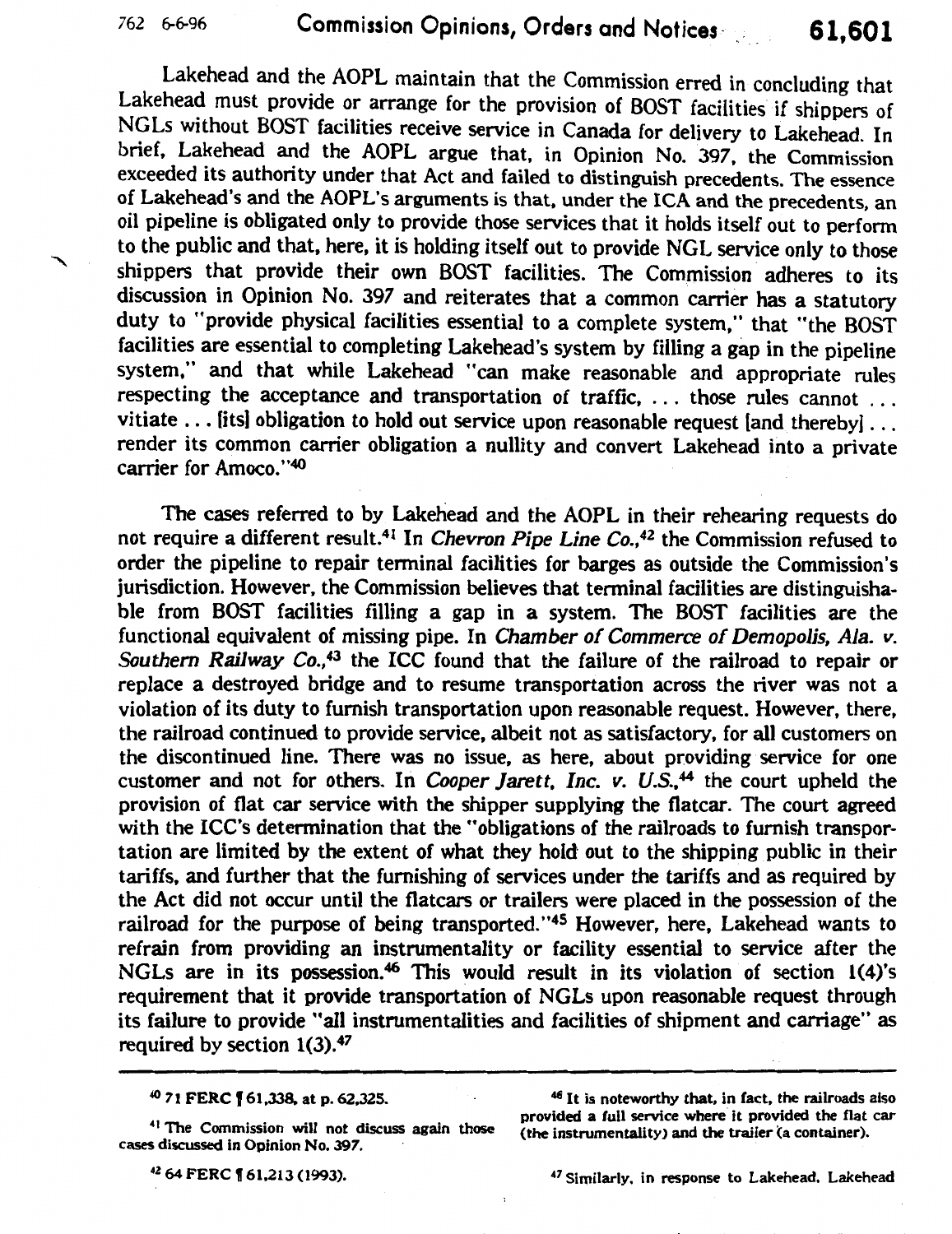Lakehead and the AOPL maintain that the Commission erred in concluding that Lakehead must provide or arrange for the provision of BOST facilities if shippers of NGLs without BOST facilities receive service in Canada for delivery to Lakehead. In brief, Lakehead and the AOPL argue that, in Opinion No. 397, the Commission exceeded its authority under that Act and failed to distinguish precedents. The essence of Lakehead's and the AOPL's arguments is that, under the ICA and the precedents, an oil pipeline is obligated only to provide those services that it holds itself out to perform to the public and that, here, it is holding itself out to provide NGL service only to those shippers that provide their own BOST facilities. The Commission adheres to its discussion in Opinion No. 397 and reiterates that a common carrier has a statutory duty to "provide physical facilities essential to a complete system," that "the BOST facilities are essential to completing Lakehead's system by filling a gap in the pipeline system," and that while Lakehead "can make reasonable and appropriate rules respecting the acceptance and transportation of traffic, ... those rules cannot ... vitiate ... [its] obligation to hold out service upon reasonable request [and thereby] ... render its common carrier obligation a nullity and convert Lakehead into a private carrier for Amoco."[40]

The cases referred to by Lakehead and the AOPL in their rehearing requests do not require a different result.[41] In *Chevron Pipe Line Co.*,[42] the Commission refused to order the pipeline to repair terminal facilities for barges as outside the Commission's jurisdiction. However, the Commission believes that terminal facilities are distinguishable from BOST facilities filling a gap in a system. The BOST facilities are the functional equivalent of missing pipe. In *Chamber of Commerce of Demopolis, Ala. v. Southern Railway Co.*,[43] the ICC found that the failure of the railroad to repair or replace a destroyed bridge and to resume transportation across the river was not a violation of its duty to furnish transportation upon reasonable request. However, there, the railroad continued to provide service, albeit not as satisfactory, for all customers on the discontinued line. There was no issue, as here, about providing service for one customer and not for others. In *Cooper Jarett, Inc. v. U.S.*,[44] the court upheld the provision of flat car service with the shipper supplying the flatcar. The court agreed with the ICC's determination that the "obligations of the railroads to furnish transportation are limited by the extent of what they hold out to the shipping public in their tariffs, and further that the furnishing of services under the tariffs and as required by the Act did not occur until the flatcars or trailers were placed in the possession of the railroad for the purpose of being transported."[45] However, here, Lakehead wants to refrain from providing an instrumentality or facility essential to service after the NGLs are in its possession.[46] This would result in its violation of section 1(4)'s requirement that it provide transportation of NGLs upon reasonable request through its failure to provide "all instrumentalities and facilities of shipment and carriage" as required by section 1(3).[47]

---

[40] 71 FERC ¶ 61,338, at p. 62,325.

[41] The Commission will not discuss again those cases discussed in Opinion No. 397.

[42] 64 FERC ¶ 61,213 (1993).

[46] It is noteworthy that, in fact, the railroads also provided a full service where it provided the flat car (the instrumentality) and the trailer (a container).

[47] Similarly, in response to Lakehead, Lakehead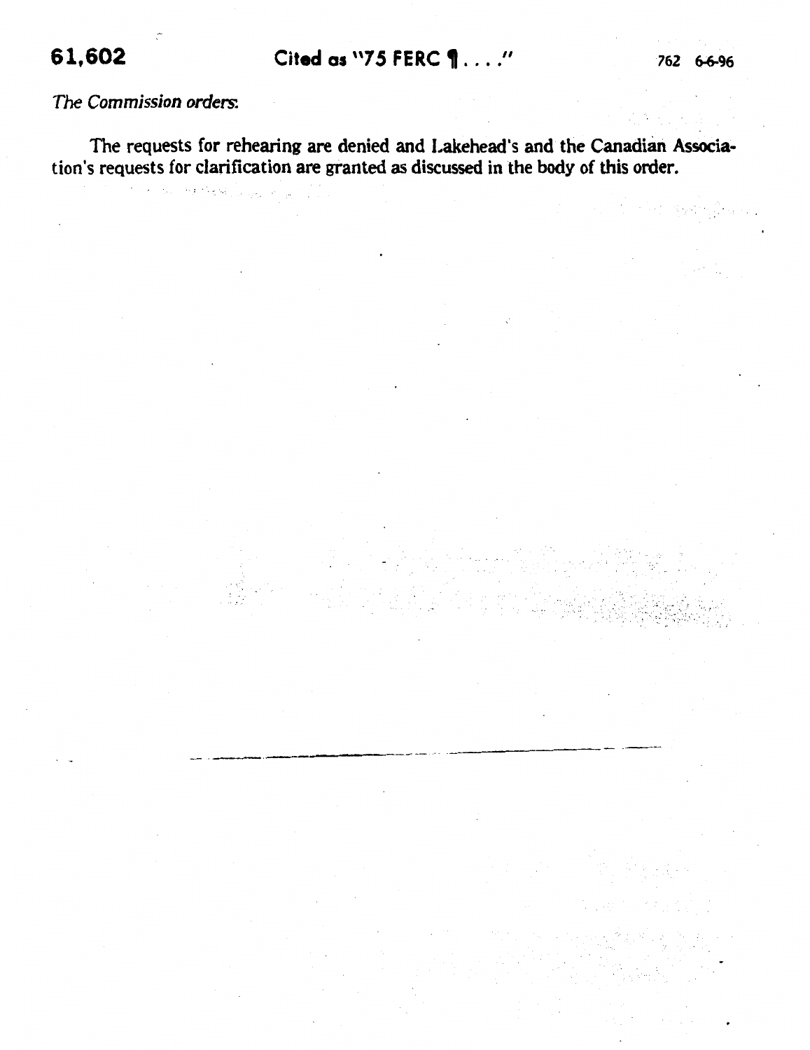*The Commission orders*:

The requests for rehearing are denied and Lakehead's and the Canadian Association's requests for clarification are granted as discussed in the body of this order.